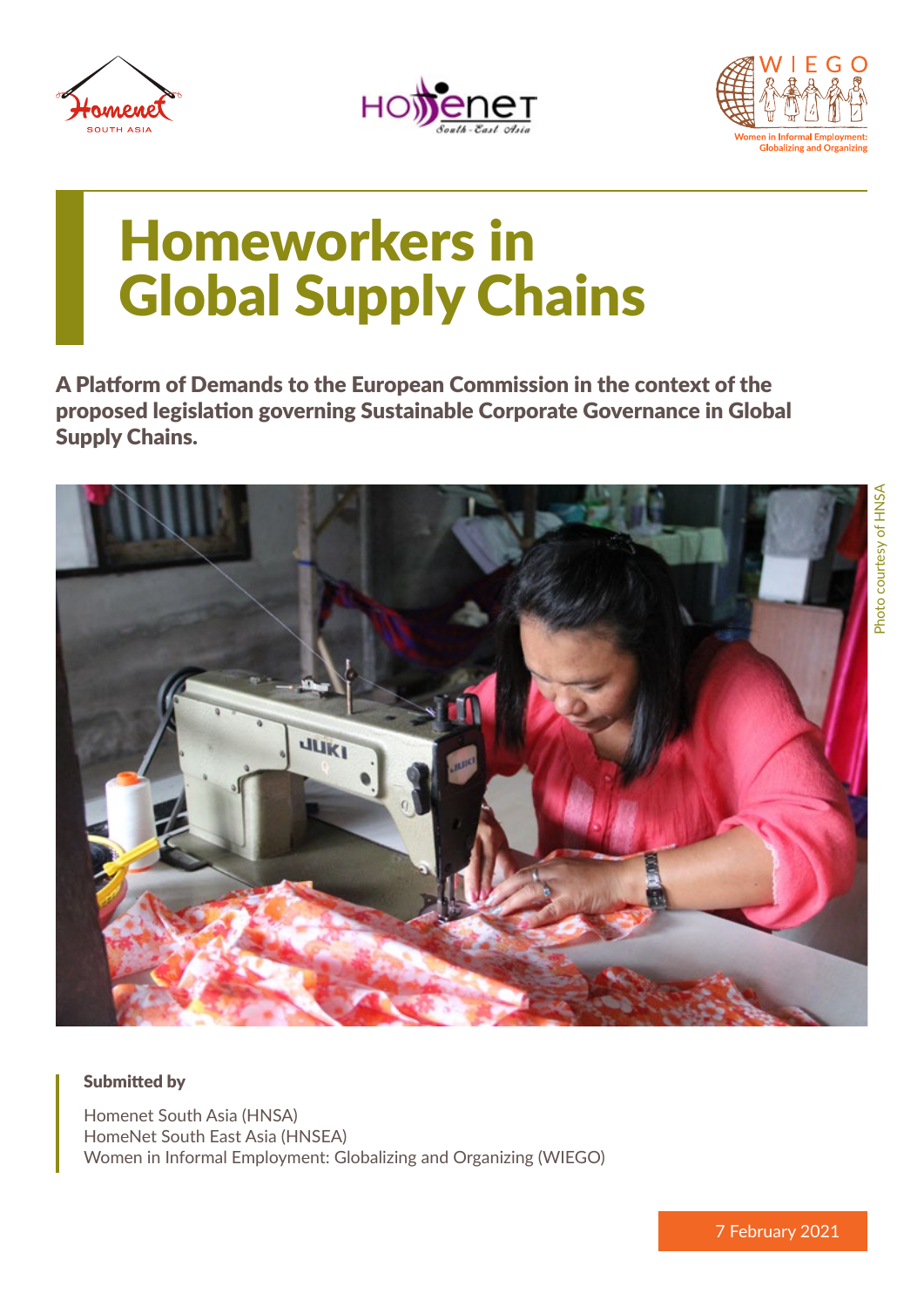# Homeworkers in Global Supply Chains

**A Platform of Demands to the European Commission in the context of the proposed legislation governing Sustainable Corporate Governance in Global Supply Chains.**

Photo courtesy of HNSA

**Submitted by**

Homenet South Asia (HNSA)
HomeNet South East Asia (HNSEA)
Women in Informal Employment: Globalizing and Organizing (WIEGO)

7 February 2021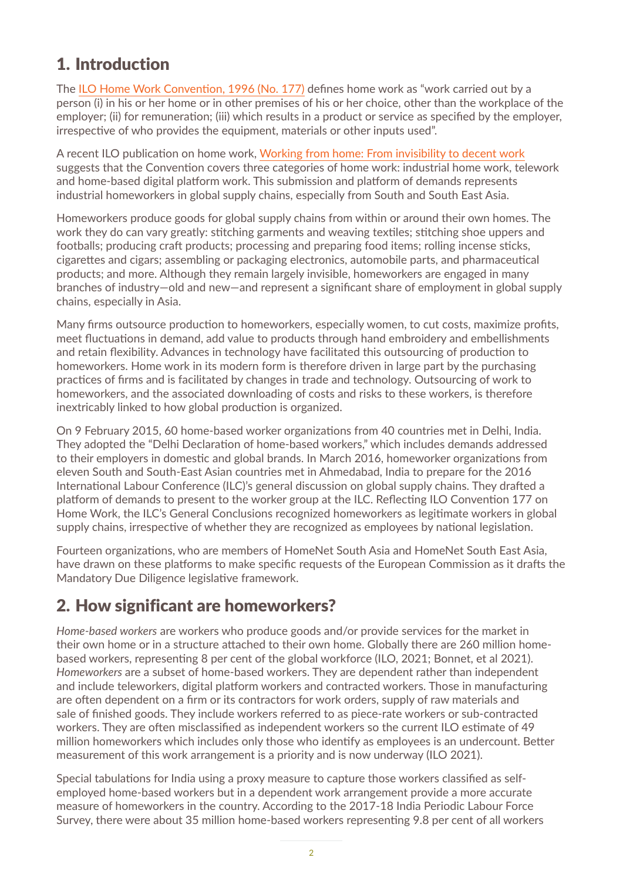## 1. Introduction

The [ILO Home Work Convention, 1996 (No. 177)] defines home work as "work carried out by a person (i) in his or her home or in other premises of his or her choice, other than the workplace of the employer; (ii) for remuneration; (iii) which results in a product or service as specified by the employer, irrespective of who provides the equipment, materials or other inputs used".

A recent ILO publication on home work, [Working from home: From invisibility to decent work] suggests that the Convention covers three categories of home work: industrial home work, telework and home-based digital platform work. This submission and platform of demands represents industrial homeworkers in global supply chains, especially from South and South East Asia.

Homeworkers produce goods for global supply chains from within or around their own homes. The work they do can vary greatly: stitching garments and weaving textiles; stitching shoe uppers and footballs; producing craft products; processing and preparing food items; rolling incense sticks, cigarettes and cigars; assembling or packaging electronics, automobile parts, and pharmaceutical products; and more. Although they remain largely invisible, homeworkers are engaged in many branches of industry—old and new—and represent a significant share of employment in global supply chains, especially in Asia.

Many firms outsource production to homeworkers, especially women, to cut costs, maximize profits, meet fluctuations in demand, add value to products through hand embroidery and embellishments and retain flexibility. Advances in technology have facilitated this outsourcing of production to homeworkers. Home work in its modern form is therefore driven in large part by the purchasing practices of firms and is facilitated by changes in trade and technology. Outsourcing of work to homeworkers, and the associated downloading of costs and risks to these workers, is therefore inextricably linked to how global production is organized.

On 9 February 2015, 60 home-based worker organizations from 40 countries met in Delhi, India. They adopted the "Delhi Declaration of home-based workers," which includes demands addressed to their employers in domestic and global brands. In March 2016, homeworker organizations from eleven South and South-East Asian countries met in Ahmedabad, India to prepare for the 2016 International Labour Conference (ILC)'s general discussion on global supply chains. They drafted a platform of demands to present to the worker group at the ILC. Reflecting ILO Convention 177 on Home Work, the ILC's General Conclusions recognized homeworkers as legitimate workers in global supply chains, irrespective of whether they are recognized as employees by national legislation.

Fourteen organizations, who are members of HomeNet South Asia and HomeNet South East Asia, have drawn on these platforms to make specific requests of the European Commission as it drafts the Mandatory Due Diligence legislative framework.

## 2. How significant are homeworkers?

*Home-based workers* are workers who produce goods and/or provide services for the market in their own home or in a structure attached to their own home. Globally there are 260 million home-based workers, representing 8 per cent of the global workforce (ILO, 2021; Bonnet, et al 2021). *Homeworkers* are a subset of home-based workers. They are dependent rather than independent and include teleworkers, digital platform workers and contracted workers. Those in manufacturing are often dependent on a firm or its contractors for work orders, supply of raw materials and sale of finished goods. They include workers referred to as piece-rate workers or sub-contracted workers. They are often misclassified as independent workers so the current ILO estimate of 49 million homeworkers which includes only those who identify as employees is an undercount. Better measurement of this work arrangement is a priority and is now underway (ILO 2021).

Special tabulations for India using a proxy measure to capture those workers classified as self-employed home-based workers but in a dependent work arrangement provide a more accurate measure of homeworkers in the country. According to the 2017-18 India Periodic Labour Force Survey, there were about 35 million home-based workers representing 9.8 per cent of all workers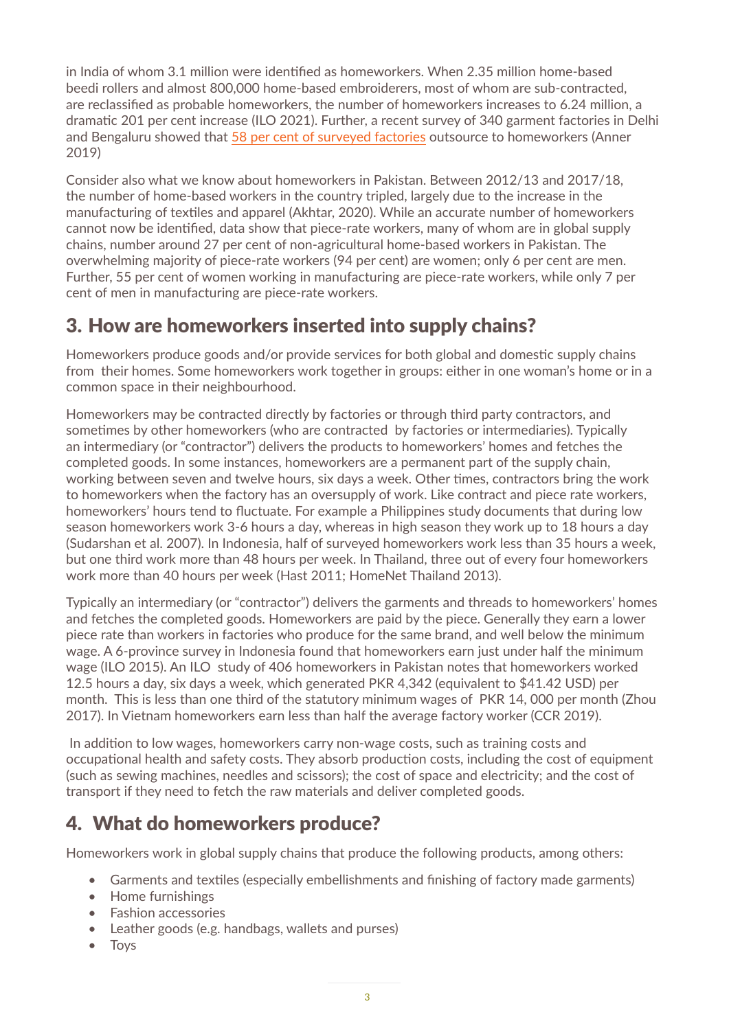in India of whom 3.1 million were identified as homeworkers. When 2.35 million home-based beedi rollers and almost 800,000 home-based embroiderers, most of whom are sub-contracted, are reclassified as probable homeworkers, the number of homeworkers increases to 6.24 million, a dramatic 201 per cent increase (ILO 2021). Further, a recent survey of 340 garment factories in Delhi and Bengaluru showed that 58 per cent of surveyed factories outsource to homeworkers (Anner 2019)

Consider also what we know about homeworkers in Pakistan. Between 2012/13 and 2017/18, the number of home-based workers in the country tripled, largely due to the increase in the manufacturing of textiles and apparel (Akhtar, 2020). While an accurate number of homeworkers cannot now be identified, data show that piece-rate workers, many of whom are in global supply chains, number around 27 per cent of non-agricultural home-based workers in Pakistan. The overwhelming majority of piece-rate workers (94 per cent) are women; only 6 per cent are men. Further, 55 per cent of women working in manufacturing are piece-rate workers, while only 7 per cent of men in manufacturing are piece-rate workers.

## 3. How are homeworkers inserted into supply chains?

Homeworkers produce goods and/or provide services for both global and domestic supply chains from their homes. Some homeworkers work together in groups: either in one woman's home or in a common space in their neighbourhood.

Homeworkers may be contracted directly by factories or through third party contractors, and sometimes by other homeworkers (who are contracted by factories or intermediaries). Typically an intermediary (or "contractor") delivers the products to homeworkers' homes and fetches the completed goods. In some instances, homeworkers are a permanent part of the supply chain, working between seven and twelve hours, six days a week. Other times, contractors bring the work to homeworkers when the factory has an oversupply of work. Like contract and piece rate workers, homeworkers' hours tend to fluctuate. For example a Philippines study documents that during low season homeworkers work 3-6 hours a day, whereas in high season they work up to 18 hours a day (Sudarshan et al. 2007). In Indonesia, half of surveyed homeworkers work less than 35 hours a week, but one third work more than 48 hours per week. In Thailand, three out of every four homeworkers work more than 40 hours per week (Hast 2011; HomeNet Thailand 2013).

Typically an intermediary (or "contractor") delivers the garments and threads to homeworkers' homes and fetches the completed goods. Homeworkers are paid by the piece. Generally they earn a lower piece rate than workers in factories who produce for the same brand, and well below the minimum wage. A 6-province survey in Indonesia found that homeworkers earn just under half the minimum wage (ILO 2015). An ILO study of 406 homeworkers in Pakistan notes that homeworkers worked 12.5 hours a day, six days a week, which generated PKR 4,342 (equivalent to $41.42 USD) per month. This is less than one third of the statutory minimum wages of PKR 14, 000 per month (Zhou 2017). In Vietnam homeworkers earn less than half the average factory worker (CCR 2019).

In addition to low wages, homeworkers carry non-wage costs, such as training costs and occupational health and safety costs. They absorb production costs, including the cost of equipment (such as sewing machines, needles and scissors); the cost of space and electricity; and the cost of transport if they need to fetch the raw materials and deliver completed goods.

## 4. What do homeworkers produce?

Homeworkers work in global supply chains that produce the following products, among others:

- Garments and textiles (especially embellishments and finishing of factory made garments)
- Home furnishings
- Fashion accessories
- Leather goods (e.g. handbags, wallets and purses)
- Toys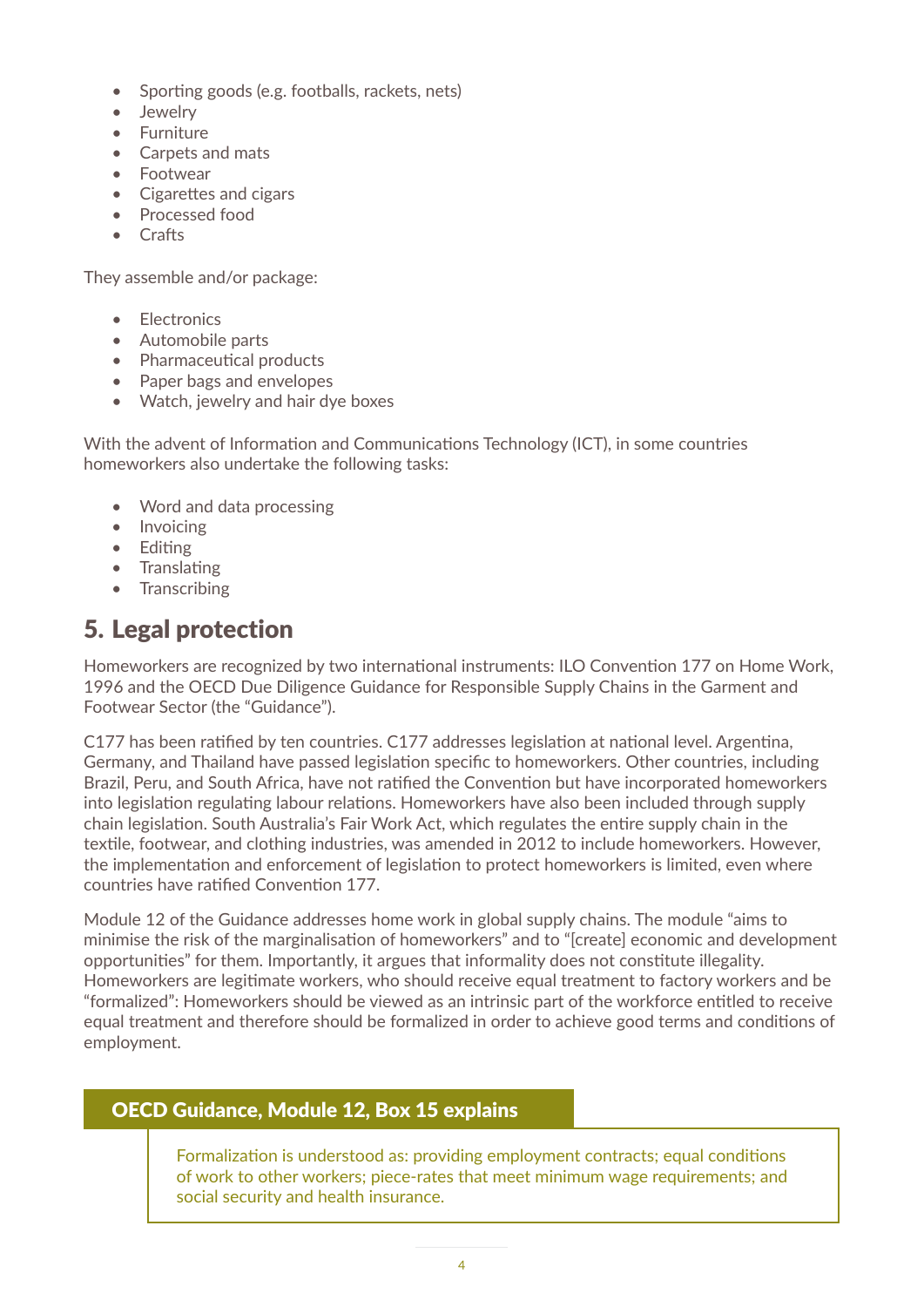- Sporting goods (e.g. footballs, rackets, nets)
- Jewelry
- Furniture
- Carpets and mats
- Footwear
- Cigarettes and cigars
- Processed food
- Crafts

They assemble and/or package:

- Electronics
- Automobile parts
- Pharmaceutical products
- Paper bags and envelopes
- Watch, jewelry and hair dye boxes

With the advent of Information and Communications Technology (ICT), in some countries homeworkers also undertake the following tasks:

- Word and data processing
- Invoicing
- Editing
- Translating
- Transcribing

## 5. Legal protection

Homeworkers are recognized by two international instruments: ILO Convention 177 on Home Work, 1996 and the OECD Due Diligence Guidance for Responsible Supply Chains in the Garment and Footwear Sector (the "Guidance").

C177 has been ratified by ten countries. C177 addresses legislation at national level. Argentina, Germany, and Thailand have passed legislation specific to homeworkers. Other countries, including Brazil, Peru, and South Africa, have not ratified the Convention but have incorporated homeworkers into legislation regulating labour relations. Homeworkers have also been included through supply chain legislation. South Australia's Fair Work Act, which regulates the entire supply chain in the textile, footwear, and clothing industries, was amended in 2012 to include homeworkers. However, the implementation and enforcement of legislation to protect homeworkers is limited, even where countries have ratified Convention 177.

Module 12 of the Guidance addresses home work in global supply chains. The module "aims to minimise the risk of the marginalisation of homeworkers" and to "[create] economic and development opportunities" for them. Importantly, it argues that informality does not constitute illegality. Homeworkers are legitimate workers, who should receive equal treatment to factory workers and be "formalized": Homeworkers should be viewed as an intrinsic part of the workforce entitled to receive equal treatment and therefore should be formalized in order to achieve good terms and conditions of employment.

### OECD Guidance, Module 12, Box 15 explains

Formalization is understood as: providing employment contracts; equal conditions of work to other workers; piece-rates that meet minimum wage requirements; and social security and health insurance.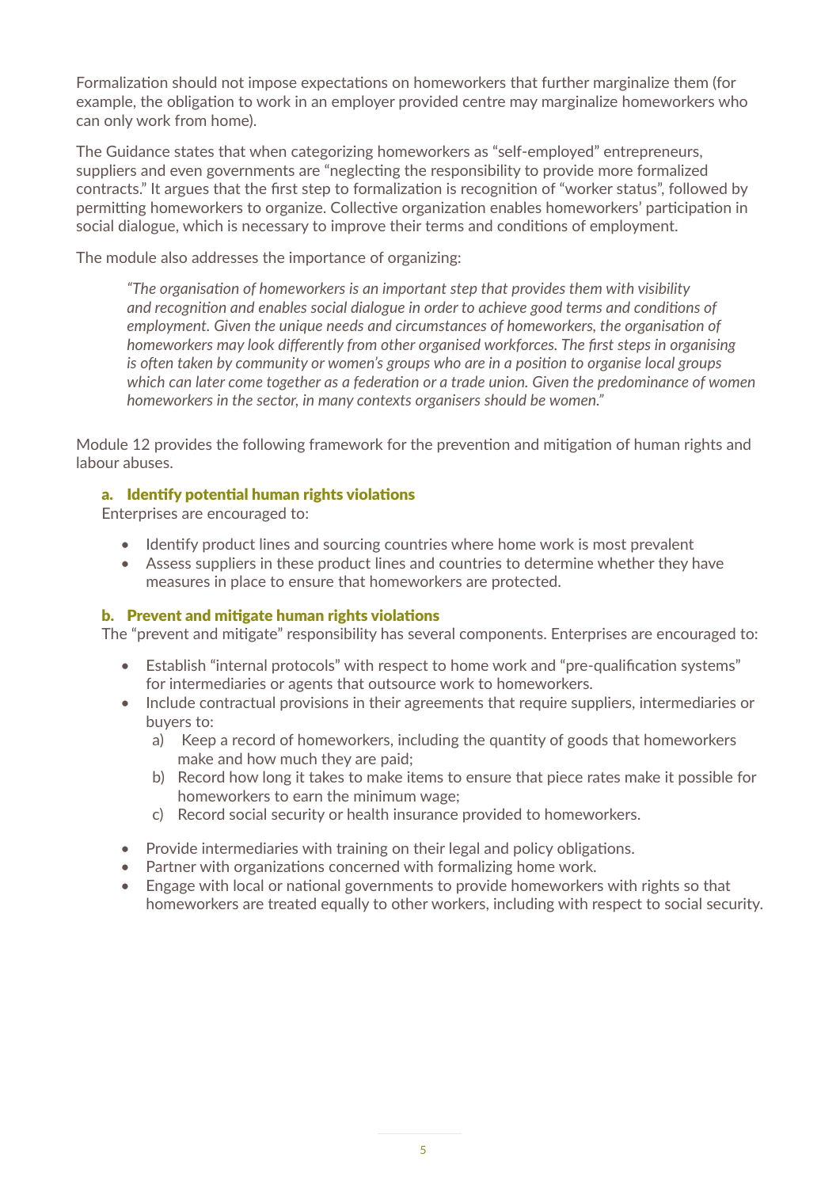Formalization should not impose expectations on homeworkers that further marginalize them (for example, the obligation to work in an employer provided centre may marginalize homeworkers who can only work from home).

The Guidance states that when categorizing homeworkers as "self-employed" entrepreneurs, suppliers and even governments are "neglecting the responsibility to provide more formalized contracts." It argues that the first step to formalization is recognition of "worker status", followed by permitting homeworkers to organize. Collective organization enables homeworkers' participation in social dialogue, which is necessary to improve their terms and conditions of employment.

The module also addresses the importance of organizing:

> *"The organisation of homeworkers is an important step that provides them with visibility and recognition and enables social dialogue in order to achieve good terms and conditions of employment. Given the unique needs and circumstances of homeworkers, the organisation of homeworkers may look differently from other organised workforces. The first steps in organising is often taken by community or women's groups who are in a position to organise local groups which can later come together as a federation or a trade union. Given the predominance of women homeworkers in the sector, in many contexts organisers should be women."*

Module 12 provides the following framework for the prevention and mitigation of human rights and labour abuses.

### a. Identify potential human rights violations

Enterprises are encouraged to:

- Identify product lines and sourcing countries where home work is most prevalent
- Assess suppliers in these product lines and countries to determine whether they have measures in place to ensure that homeworkers are protected.

### b. Prevent and mitigate human rights violations

The "prevent and mitigate" responsibility has several components. Enterprises are encouraged to:

- Establish "internal protocols" with respect to home work and "pre-qualification systems" for intermediaries or agents that outsource work to homeworkers.
- Include contractual provisions in their agreements that require suppliers, intermediaries or buyers to:
  a) Keep a record of homeworkers, including the quantity of goods that homeworkers make and how much they are paid;
  b) Record how long it takes to make items to ensure that piece rates make it possible for homeworkers to earn the minimum wage;
  c) Record social security or health insurance provided to homeworkers.

- Provide intermediaries with training on their legal and policy obligations.
- Partner with organizations concerned with formalizing home work.
- Engage with local or national governments to provide homeworkers with rights so that homeworkers are treated equally to other workers, including with respect to social security.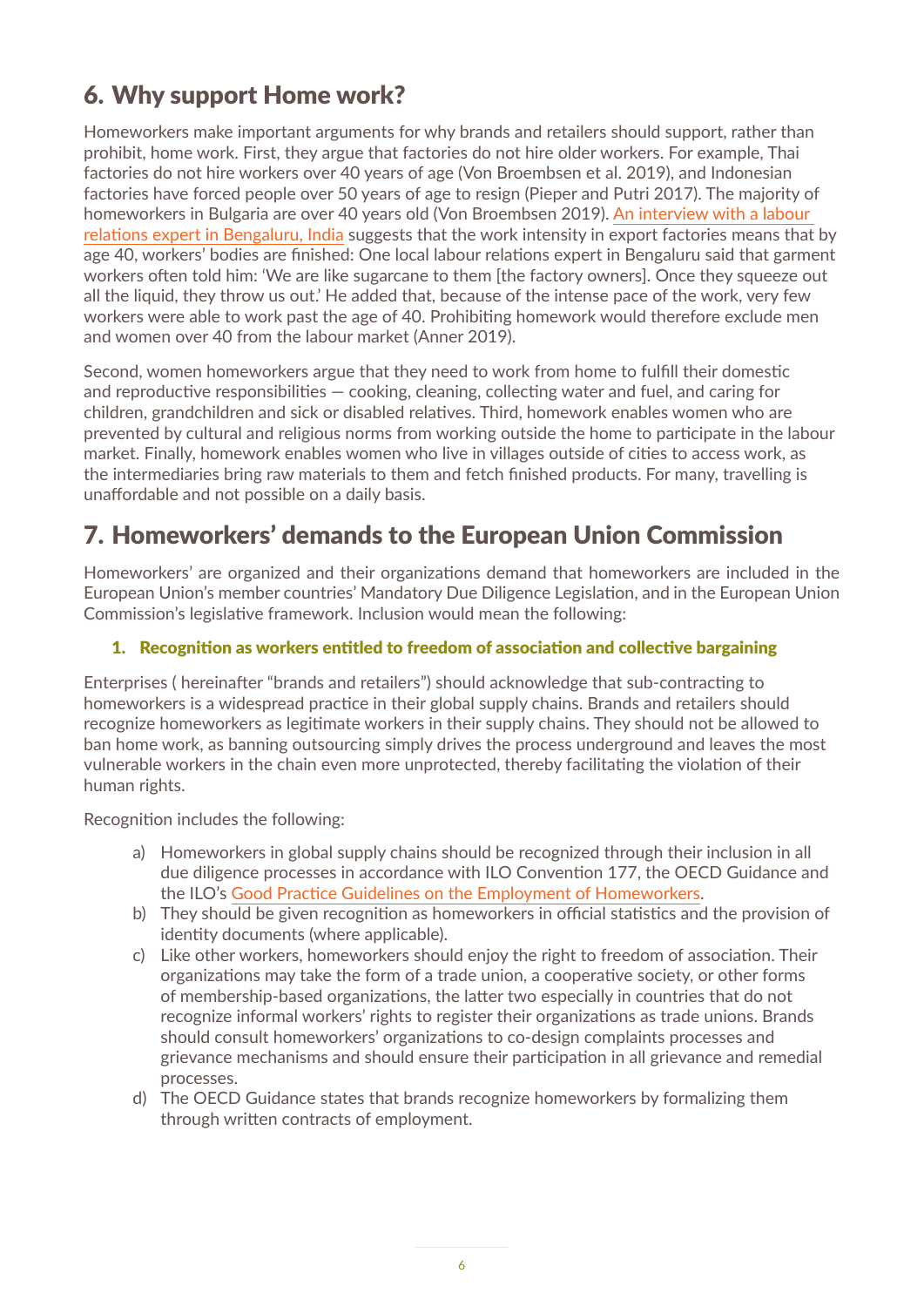## 6. Why support Home work?

Homeworkers make important arguments for why brands and retailers should support, rather than prohibit, home work. First, they argue that factories do not hire older workers. For example, Thai factories do not hire workers over 40 years of age (Von Broembsen et al. 2019), and Indonesian factories have forced people over 50 years of age to resign (Pieper and Putri 2017). The majority of homeworkers in Bulgaria are over 40 years old (Von Broembsen 2019). An interview with a labour relations expert in Bengaluru, India suggests that the work intensity in export factories means that by age 40, workers' bodies are finished: One local labour relations expert in Bengaluru said that garment workers often told him: 'We are like sugarcane to them [the factory owners]. Once they squeeze out all the liquid, they throw us out.' He added that, because of the intense pace of the work, very few workers were able to work past the age of 40. Prohibiting homework would therefore exclude men and women over 40 from the labour market (Anner 2019).

Second, women homeworkers argue that they need to work from home to fulfill their domestic and reproductive responsibilities — cooking, cleaning, collecting water and fuel, and caring for children, grandchildren and sick or disabled relatives. Third, homework enables women who are prevented by cultural and religious norms from working outside the home to participate in the labour market. Finally, homework enables women who live in villages outside of cities to access work, as the intermediaries bring raw materials to them and fetch finished products. For many, travelling is unaffordable and not possible on a daily basis.

## 7. Homeworkers' demands to the European Union Commission

Homeworkers' are organized and their organizations demand that homeworkers are included in the European Union's member countries' Mandatory Due Diligence Legislation, and in the European Union Commission's legislative framework. Inclusion would mean the following:

### 1. Recognition as workers entitled to freedom of association and collective bargaining

Enterprises ( hereinafter "brands and retailers") should acknowledge that sub-contracting to homeworkers is a widespread practice in their global supply chains. Brands and retailers should recognize homeworkers as legitimate workers in their supply chains. They should not be allowed to ban home work, as banning outsourcing simply drives the process underground and leaves the most vulnerable workers in the chain even more unprotected, thereby facilitating the violation of their human rights.

Recognition includes the following:

a) Homeworkers in global supply chains should be recognized through their inclusion in all due diligence processes in accordance with ILO Convention 177, the OECD Guidance and the ILO's Good Practice Guidelines on the Employment of Homeworkers.

b) They should be given recognition as homeworkers in official statistics and the provision of identity documents (where applicable).

c) Like other workers, homeworkers should enjoy the right to freedom of association. Their organizations may take the form of a trade union, a cooperative society, or other forms of membership-based organizations, the latter two especially in countries that do not recognize informal workers' rights to register their organizations as trade unions. Brands should consult homeworkers' organizations to co-design complaints processes and grievance mechanisms and should ensure their participation in all grievance and remedial processes.

d) The OECD Guidance states that brands recognize homeworkers by formalizing them through written contracts of employment.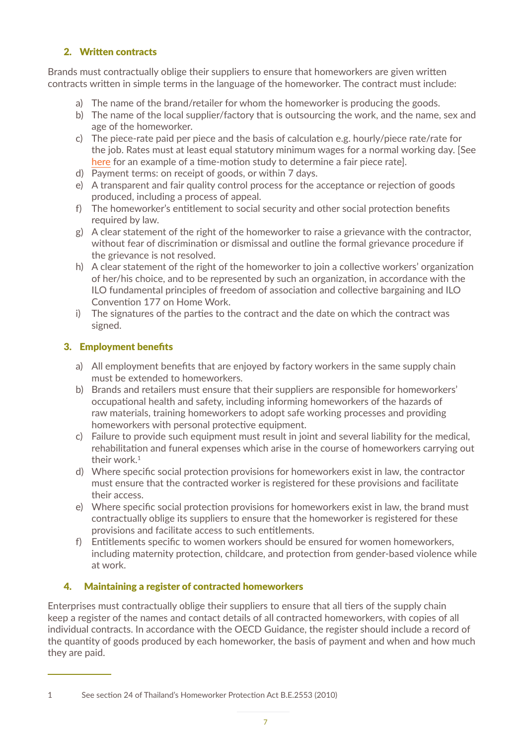### 2. Written contracts

Brands must contractually oblige their suppliers to ensure that homeworkers are given written contracts written in simple terms in the language of the homeworker. The contract must include:

a) The name of the brand/retailer for whom the homeworker is producing the goods.
b) The name of the local supplier/factory that is outsourcing the work, and the name, sex and age of the homeworker.
c) The piece-rate paid per piece and the basis of calculation e.g. hourly/piece rate/rate for the job. Rates must at least equal statutory minimum wages for a normal working day. [See here for an example of a time-motion study to determine a fair piece rate].
d) Payment terms: on receipt of goods, or within 7 days.
e) A transparent and fair quality control process for the acceptance or rejection of goods produced, including a process of appeal.
f) The homeworker's entitlement to social security and other social protection benefits required by law.
g) A clear statement of the right of the homeworker to raise a grievance with the contractor, without fear of discrimination or dismissal and outline the formal grievance procedure if the grievance is not resolved.
h) A clear statement of the right of the homeworker to join a collective workers' organization of her/his choice, and to be represented by such an organization, in accordance with the ILO fundamental principles of freedom of association and collective bargaining and ILO Convention 177 on Home Work.
i) The signatures of the parties to the contract and the date on which the contract was signed.

### 3. Employment benefits

a) All employment benefits that are enjoyed by factory workers in the same supply chain must be extended to homeworkers.
b) Brands and retailers must ensure that their suppliers are responsible for homeworkers' occupational health and safety, including informing homeworkers of the hazards of raw materials, training homeworkers to adopt safe working processes and providing homeworkers with personal protective equipment.
c) Failure to provide such equipment must result in joint and several liability for the medical, rehabilitation and funeral expenses which arise in the course of homeworkers carrying out their work.[1]
d) Where specific social protection provisions for homeworkers exist in law, the contractor must ensure that the contracted worker is registered for these provisions and facilitate their access.
e) Where specific social protection provisions for homeworkers exist in law, the brand must contractually oblige its suppliers to ensure that the homeworker is registered for these provisions and facilitate access to such entitlements.
f) Entitlements specific to women workers should be ensured for women homeworkers, including maternity protection, childcare, and protection from gender-based violence while at work.

### 4. Maintaining a register of contracted homeworkers

Enterprises must contractually oblige their suppliers to ensure that all tiers of the supply chain keep a register of the names and contact details of all contracted homeworkers, with copies of all individual contracts. In accordance with the OECD Guidance, the register should include a record of the quantity of goods produced by each homeworker, the basis of payment and when and how much they are paid.

---

1 See section 24 of Thailand's Homeworker Protection Act B.E.2553 (2010)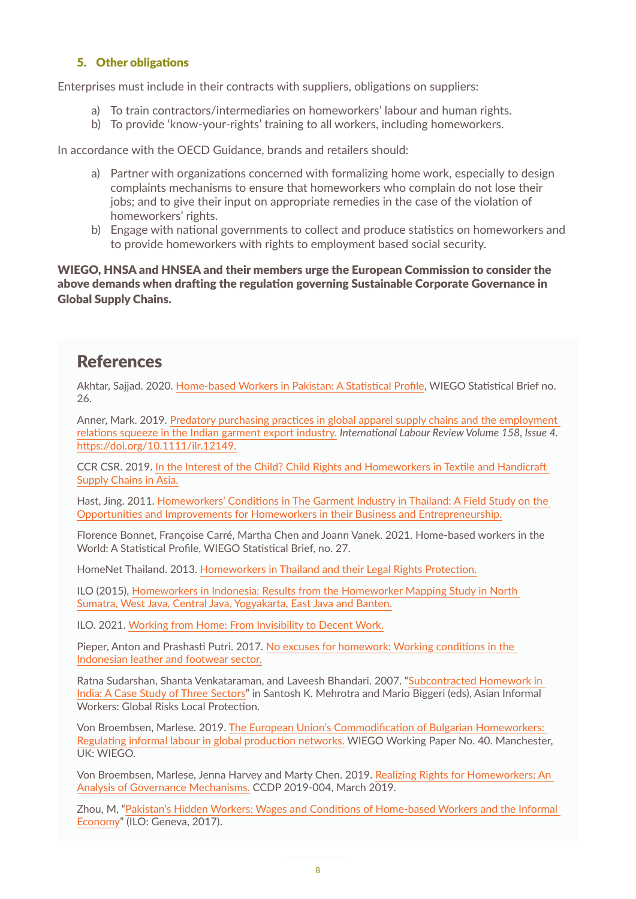### 5. Other obligations

Enterprises must include in their contracts with suppliers, obligations on suppliers:

a) To train contractors/intermediaries on homeworkers' labour and human rights.
b) To provide 'know-your-rights' training to all workers, including homeworkers.

In accordance with the OECD Guidance, brands and retailers should:

a) Partner with organizations concerned with formalizing home work, especially to design complaints mechanisms to ensure that homeworkers who complain do not lose their jobs; and to give their input on appropriate remedies in the case of the violation of homeworkers' rights.
b) Engage with national governments to collect and produce statistics on homeworkers and to provide homeworkers with rights to employment based social security.

**WIEGO, HNSA and HNSEA and their members urge the European Commission to consider the above demands when drafting the regulation governing Sustainable Corporate Governance in Global Supply Chains.**

## References

Akhtar, Sajjad. 2020. Home-based Workers in Pakistan: A Statistical Profile, WIEGO Statistical Brief no. 26.

Anner, Mark. 2019. Predatory purchasing practices in global apparel supply chains and the employment relations squeeze in the Indian garment export industry. *International Labour Review Volume 158, Issue 4.* https://doi.org/10.1111/ilr.12149.

CCR CSR. 2019. In the Interest of the Child? Child Rights and Homeworkers in Textile and Handicraft Supply Chains in Asia.

Hast, Jing. 2011. Homeworkers' Conditions in The Garment Industry in Thailand: A Field Study on the Opportunities and Improvements for Homeworkers in their Business and Entrepreneurship.

Florence Bonnet, Françoise Carré, Martha Chen and Joann Vanek. 2021. Home-based workers in the World: A Statistical Profile, WIEGO Statistical Brief, no. 27.

HomeNet Thailand. 2013. Homeworkers in Thailand and their Legal Rights Protection.

ILO (2015), Homeworkers in Indonesia: Results from the Homeworker Mapping Study in North Sumatra, West Java, Central Java, Yogyakarta, East Java and Banten.

ILO. 2021. Working from Home: From Invisibility to Decent Work.

Pieper, Anton and Prashasti Putri. 2017. No excuses for homework: Working conditions in the Indonesian leather and footwear sector.

Ratna Sudarshan, Shanta Venkataraman, and Laveesh Bhandari. 2007. "Subcontracted Homework in India: A Case Study of Three Sectors" in Santosh K. Mehrotra and Mario Biggeri (eds), Asian Informal Workers: Global Risks Local Protection.

Von Broembsen, Marlese. 2019. The European Union's Commodification of Bulgarian Homeworkers: Regulating informal labour in global production networks. WIEGO Working Paper No. 40. Manchester, UK: WIEGO.

Von Broembsen, Marlese, Jenna Harvey and Marty Chen. 2019. Realizing Rights for Homeworkers: An Analysis of Governance Mechanisms. CCDP 2019-004, March 2019.

Zhou, M, "Pakistan's Hidden Workers: Wages and Conditions of Home-based Workers and the Informal Economy" (ILO: Geneva, 2017).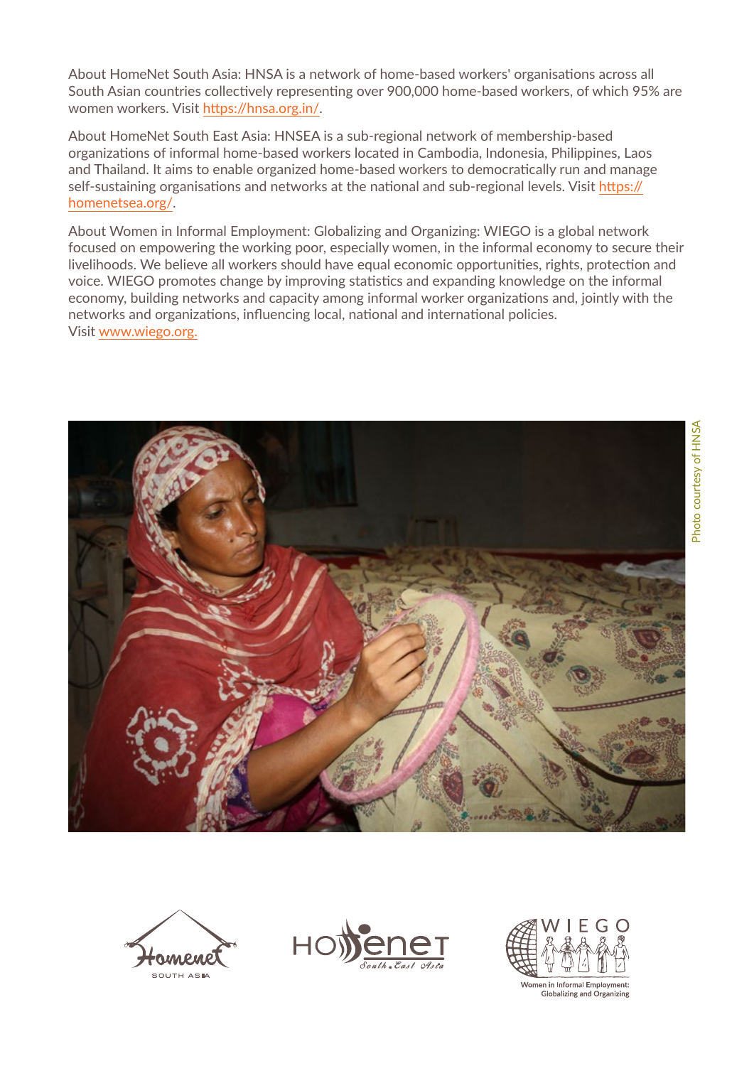About HomeNet South Asia: HNSA is a network of home-based workers' organisations across all South Asian countries collectively representing over 900,000 home-based workers, of which 95% are women workers. Visit https://hnsa.org.in/.

About HomeNet South East Asia: HNSEA is a sub-regional network of membership-based organizations of informal home-based workers located in Cambodia, Indonesia, Philippines, Laos and Thailand. It aims to enable organized home-based workers to democratically run and manage self-sustaining organisations and networks at the national and sub-regional levels. Visit https://homenetsea.org/.

About Women in Informal Employment: Globalizing and Organizing: WIEGO is a global network focused on empowering the working poor, especially women, in the informal economy to secure their livelihoods. We believe all workers should have equal economic opportunities, rights, protection and voice. WIEGO promotes change by improving statistics and expanding knowledge on the informal economy, building networks and capacity among informal worker organizations and, jointly with the networks and organizations, influencing local, national and international policies.
Visit www.wiego.org.

Photo courtesy of HNSA

Homenet SOUTH ASIA

HOMEnet South East Asia

WIEGO
Women in Informal Employment: Globalizing and Organizing